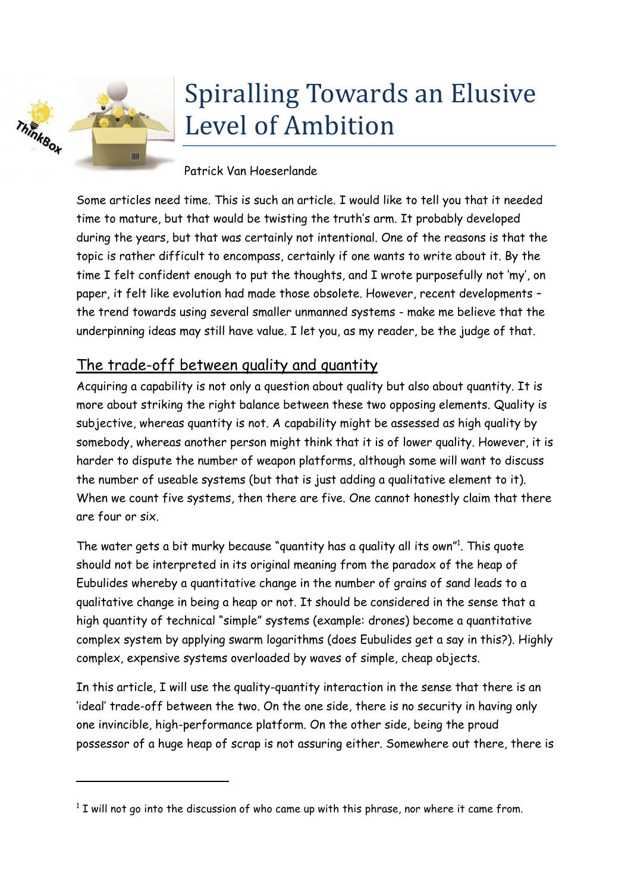# Spiralling Towards an Elusive Level of Ambition

Patrick Van Hoeserlande

Some articles need time. This is such an article. I would like to tell you that it needed time to mature, but that would be twisting the truth's arm. It probably developed during the years, but that was certainly not intentional. One of the reasons is that the topic is rather difficult to encompass, certainly if one wants to write about it. By the time I felt confident enough to put the thoughts, and I wrote purposefully not 'my', on paper, it felt like evolution had made those obsolete. However, recent developments – the trend towards using several smaller unmanned systems - make me believe that the underpinning ideas may still have value. I let you, as my reader, be the judge of that.

## The trade-off between quality and quantity

Acquiring a capability is not only a question about quality but also about quantity. It is more about striking the right balance between these two opposing elements. Quality is subjective, whereas quantity is not. A capability might be assessed as high quality by somebody, whereas another person might think that it is of lower quality. However, it is harder to dispute the number of weapon platforms, although some will want to discuss the number of useable systems (but that is just adding a qualitative element to it). When we count five systems, then there are five. One cannot honestly claim that there are four or six.

The water gets a bit murky because "quantity has a quality all its own"[1]. This quote should not be interpreted in its original meaning from the paradox of the heap of Eubulides whereby a quantitative change in the number of grains of sand leads to a qualitative change in being a heap or not. It should be considered in the sense that a high quantity of technical "simple" systems (example: drones) become a quantitative complex system by applying swarm logarithms (does Eubulides get a say in this?). Highly complex, expensive systems overloaded by waves of simple, cheap objects.

In this article, I will use the quality-quantity interaction in the sense that there is an 'ideal' trade-off between the two. On the one side, there is no security in having only one invincible, high-performance platform. On the other side, being the proud possessor of a huge heap of scrap is not assuring either. Somewhere out there, there is

[1] I will not go into the discussion of who came up with this phrase, nor where it came from.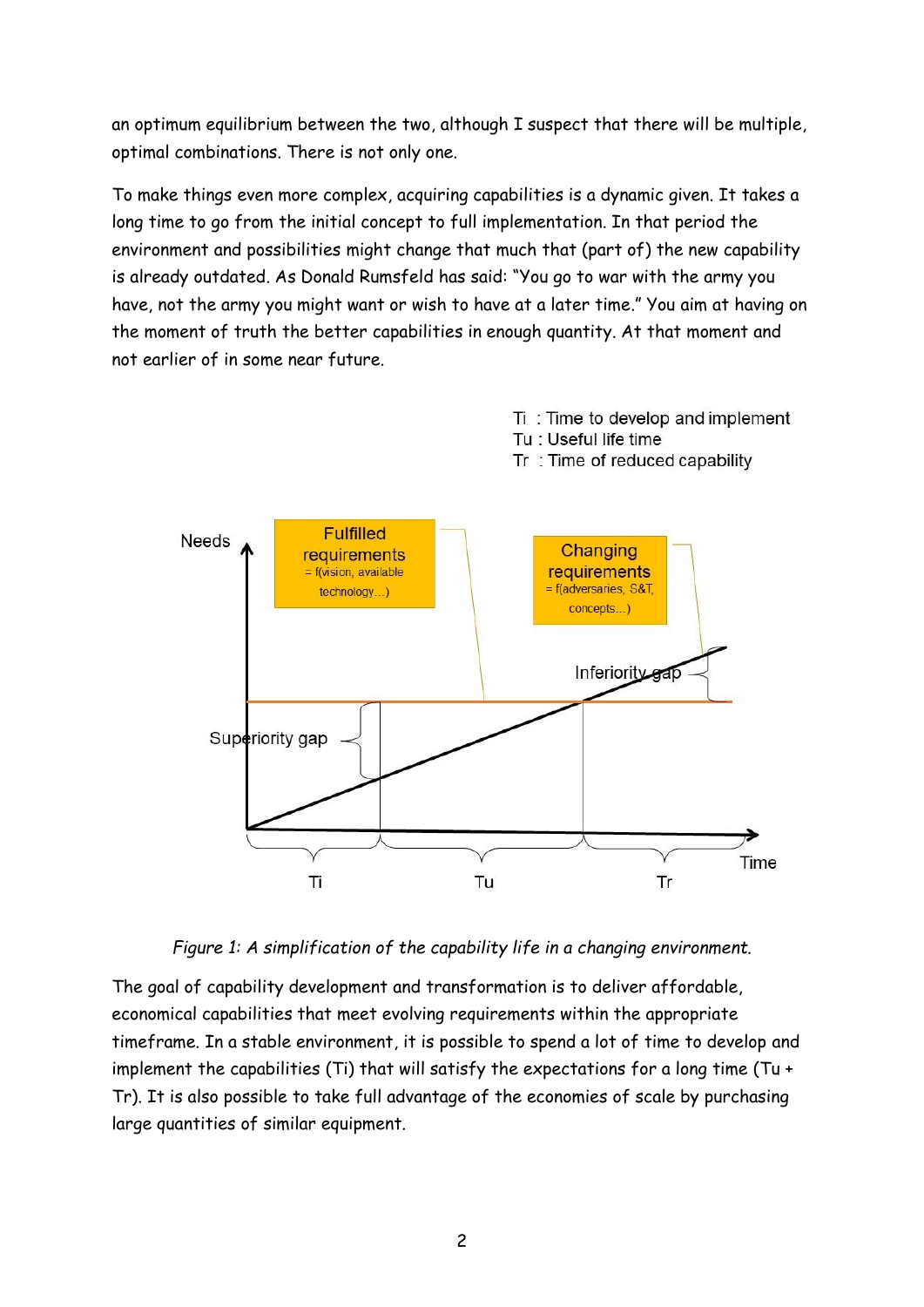an optimum equilibrium between the two, although I suspect that there will be multiple, optimal combinations. There is not only one.

To make things even more complex, acquiring capabilities is a dynamic given. It takes a long time to go from the initial concept to full implementation. In that period the environment and possibilities might change that much that (part of) the new capability is already outdated. As Donald Rumsfeld has said: "You go to war with the army you have, not the army you might want or wish to have at a later time." You aim at having on the moment of truth the better capabilities in enough quantity. At that moment and not earlier of in some near future.

Ti : Time to develop and implement
Tu : Useful life time
Tr : Time of reduced capability

Needs

Fulfilled requirements = f(vision, available technology…)

Changing requirements = f(adversaries, S&T, concepts…)

Inferiority gap

Superiority gap

Time

Ti Tu Tr

*Figure 1: A simplification of the capability life in a changing environment.*

The goal of capability development and transformation is to deliver affordable, economical capabilities that meet evolving requirements within the appropriate timeframe. In a stable environment, it is possible to spend a lot of time to develop and implement the capabilities (Ti) that will satisfy the expectations for a long time (Tu + Tr). It is also possible to take full advantage of the economies of scale by purchasing large quantities of similar equipment.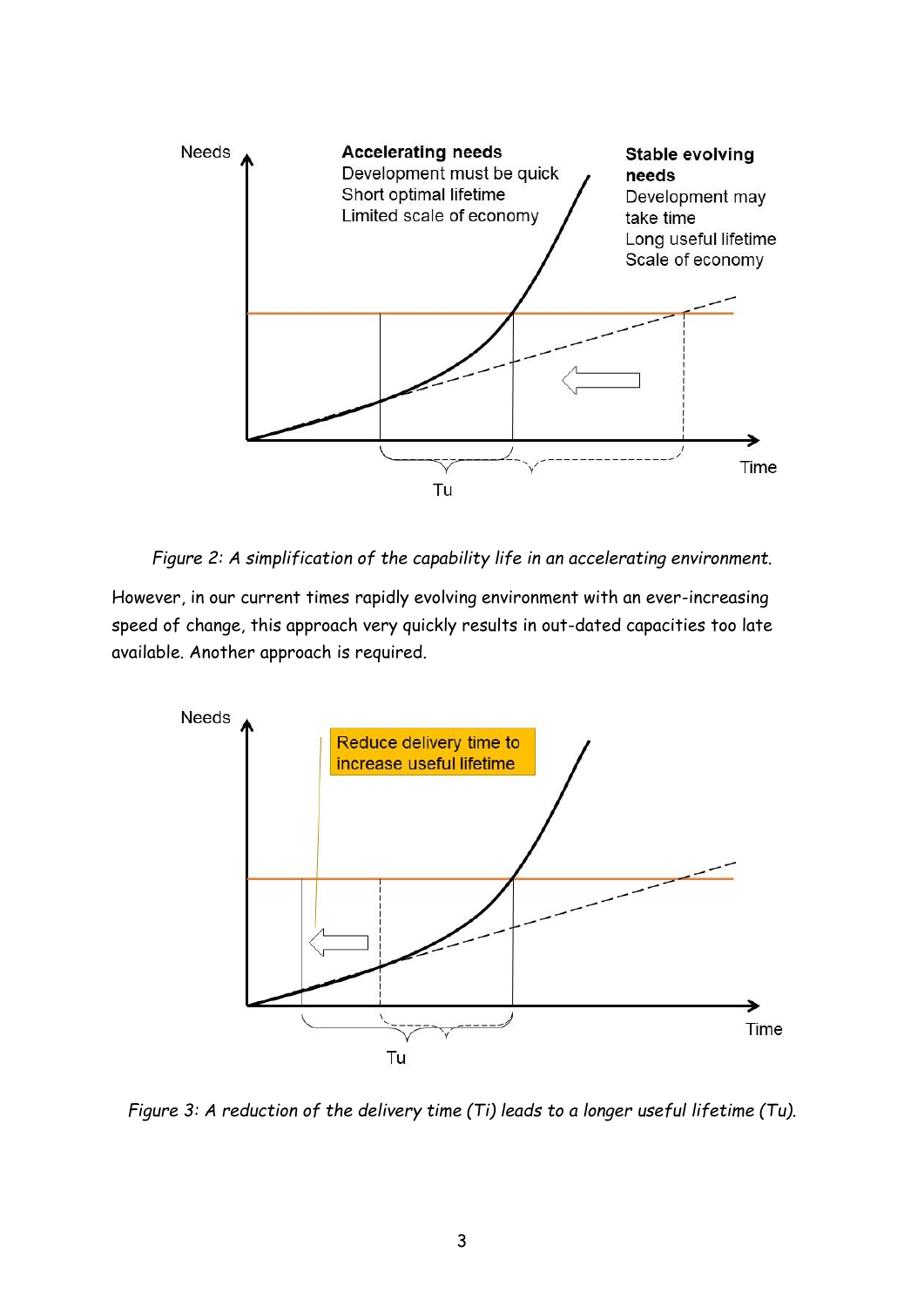*Figure 2: A simplification of the capability life in an accelerating environment.*

However, in our current times rapidly evolving environment with an ever-increasing speed of change, this approach very quickly results in out-dated capacities too late available. Another approach is required.

*Figure 3: A reduction of the delivery time (Ti) leads to a longer useful lifetime (Tu).*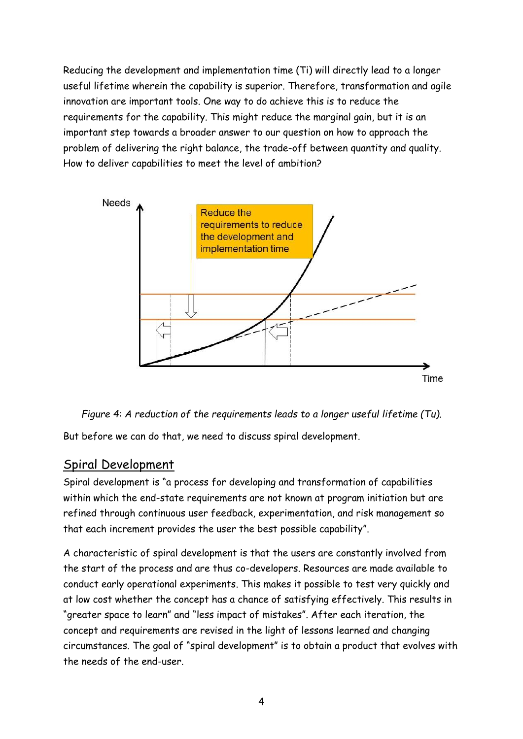Reducing the development and implementation time (Ti) will directly lead to a longer useful lifetime wherein the capability is superior. Therefore, transformation and agile innovation are important tools. One way to do achieve this is to reduce the requirements for the capability. This might reduce the marginal gain, but it is an important step towards a broader answer to our question on how to approach the problem of delivering the right balance, the trade-off between quantity and quality. How to deliver capabilities to meet the level of ambition?

*Figure 4: A reduction of the requirements leads to a longer useful lifetime (Tu).*

But before we can do that, we need to discuss spiral development.

## Spiral Development

Spiral development is "a process for developing and transformation of capabilities within which the end-state requirements are not known at program initiation but are refined through continuous user feedback, experimentation, and risk management so that each increment provides the user the best possible capability".

A characteristic of spiral development is that the users are constantly involved from the start of the process and are thus co-developers. Resources are made available to conduct early operational experiments. This makes it possible to test very quickly and at low cost whether the concept has a chance of satisfying effectively. This results in "greater space to learn" and "less impact of mistakes". After each iteration, the concept and requirements are revised in the light of lessons learned and changing circumstances. The goal of "spiral development" is to obtain a product that evolves with the needs of the end-user.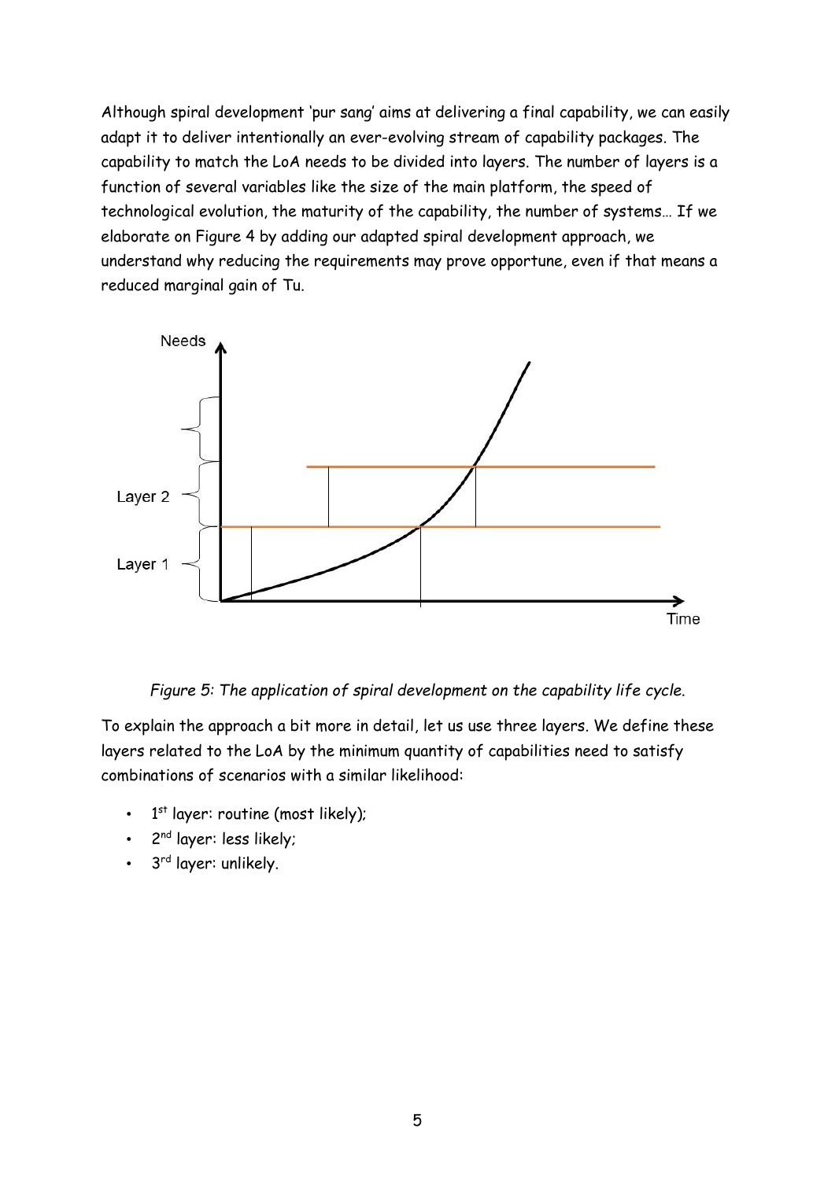Although spiral development 'pur sang' aims at delivering a final capability, we can easily adapt it to deliver intentionally an ever-evolving stream of capability packages. The capability to match the LoA needs to be divided into layers. The number of layers is a function of several variables like the size of the main platform, the speed of technological evolution, the maturity of the capability, the number of systems… If we elaborate on Figure 4 by adding our adapted spiral development approach, we understand why reducing the requirements may prove opportune, even if that means a reduced marginal gain of Tu.

*Figure 5: The application of spiral development on the capability life cycle.*

To explain the approach a bit more in detail, let us use three layers. We define these layers related to the LoA by the minimum quantity of capabilities need to satisfy combinations of scenarios with a similar likelihood:

- 1st layer: routine (most likely);
- 2nd layer: less likely;
- 3rd layer: unlikely.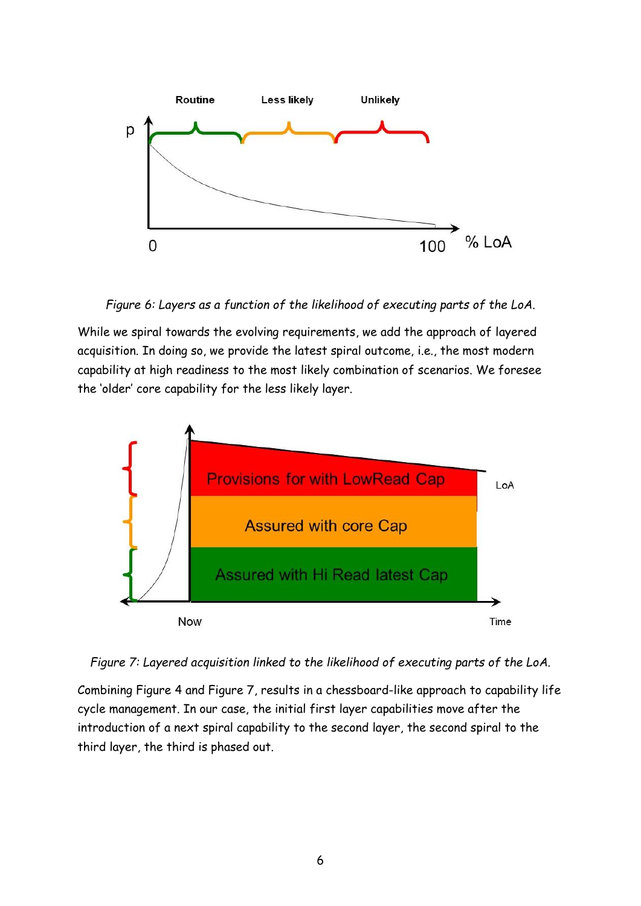*Figure 6: Layers as a function of the likelihood of executing parts of the LoA.*

While we spiral towards the evolving requirements, we add the approach of layered acquisition. In doing so, we provide the latest spiral outcome, i.e., the most modern capability at high readiness to the most likely combination of scenarios. We foresee the 'older' core capability for the less likely layer.

*Figure 7: Layered acquisition linked to the likelihood of executing parts of the LoA.*

Combining Figure 4 and Figure 7, results in a chessboard-like approach to capability life cycle management. In our case, the initial first layer capabilities move after the introduction of a next spiral capability to the second layer, the second spiral to the third layer, the third is phased out.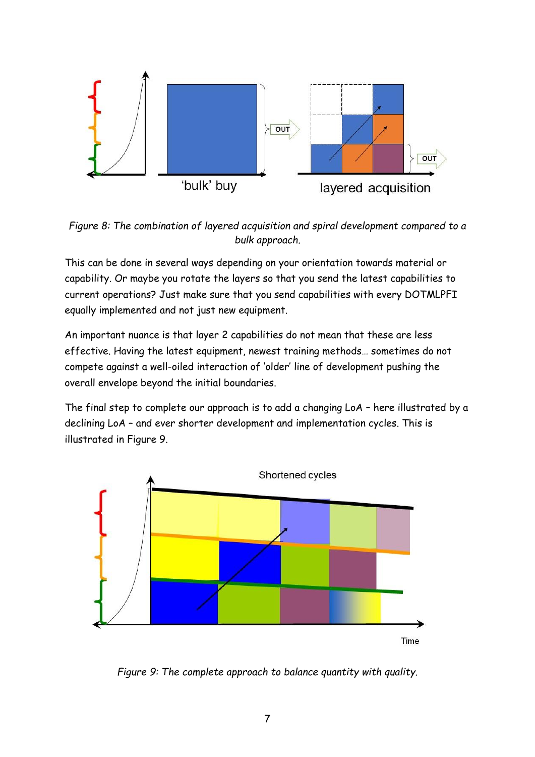OUT

‘bulk’ buy

OUT

layered acquisition

*Figure 8: The combination of layered acquisition and spiral development compared to a bulk approach.*

This can be done in several ways depending on your orientation towards material or capability. Or maybe you rotate the layers so that you send the latest capabilities to current operations? Just make sure that you send capabilities with every DOTMLPFI equally implemented and not just new equipment.

An important nuance is that layer 2 capabilities do not mean that these are less effective. Having the latest equipment, newest training methods… sometimes do not compete against a well-oiled interaction of ‘older’ line of development pushing the overall envelope beyond the initial boundaries.

The final step to complete our approach is to add a changing LoA – here illustrated by a declining LoA – and ever shorter development and implementation cycles. This is illustrated in Figure 9.

Shortened cycles

Time

*Figure 9: The complete approach to balance quantity with quality.*